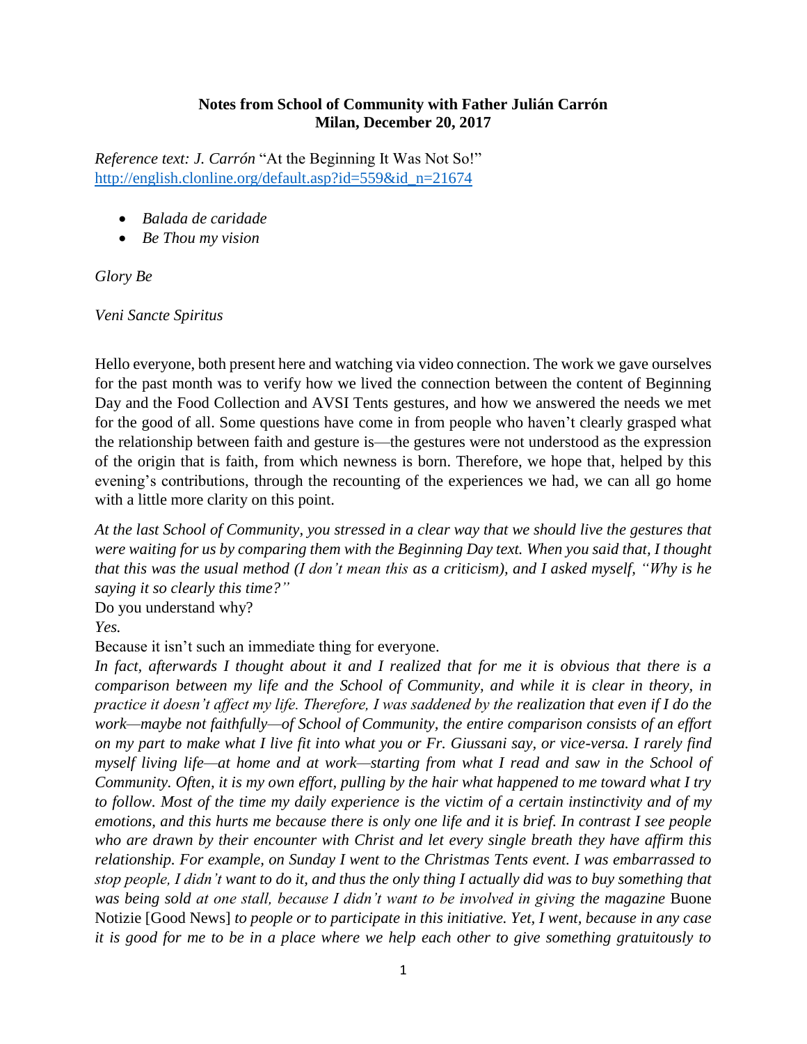**Notes from School of Community with Father Julián Carrón**
**Milan, December 20, 2017**

*Reference text: J. Carrón* "At the Beginning It Was Not So!"
http://english.clonline.org/default.asp?id=559&id_n=21674

- *Balada de caridade*
- *Be Thou my vision*

*Glory Be*

*Veni Sancte Spiritus*

Hello everyone, both present here and watching via video connection. The work we gave ourselves for the past month was to verify how we lived the connection between the content of Beginning Day and the Food Collection and AVSI Tents gestures, and how we answered the needs we met for the good of all. Some questions have come in from people who haven't clearly grasped what the relationship between faith and gesture is—the gestures were not understood as the expression of the origin that is faith, from which newness is born. Therefore, we hope that, helped by this evening's contributions, through the recounting of the experiences we had, we can all go home with a little more clarity on this point.

*At the last School of Community, you stressed in a clear way that we should live the gestures that were waiting for us by comparing them with the Beginning Day text. When you said that, I thought that this was the usual method (I don't mean this as a criticism), and I asked myself, "Why is he saying it so clearly this time?"*

Do you understand why?

*Yes.*

Because it isn't such an immediate thing for everyone.

*In fact, afterwards I thought about it and I realized that for me it is obvious that there is a comparison between my life and the School of Community, and while it is clear in theory, in practice it doesn't affect my life. Therefore, I was saddened by the realization that even if I do the work—maybe not faithfully—of School of Community, the entire comparison consists of an effort on my part to make what I live fit into what you or Fr. Giussani say, or vice-versa. I rarely find myself living life—at home and at work—starting from what I read and saw in the School of Community. Often, it is my own effort, pulling by the hair what happened to me toward what I try to follow. Most of the time my daily experience is the victim of a certain instinctivity and of my emotions, and this hurts me because there is only one life and it is brief. In contrast I see people who are drawn by their encounter with Christ and let every single breath they have affirm this relationship. For example, on Sunday I went to the Christmas Tents event. I was embarrassed to stop people, I didn't want to do it, and thus the only thing I actually did was to buy something that was being sold at one stall, because I didn't want to be involved in giving the magazine* Buone Notizie [Good News] *to people or to participate in this initiative. Yet, I went, because in any case it is good for me to be in a place where we help each other to give something gratuitously to*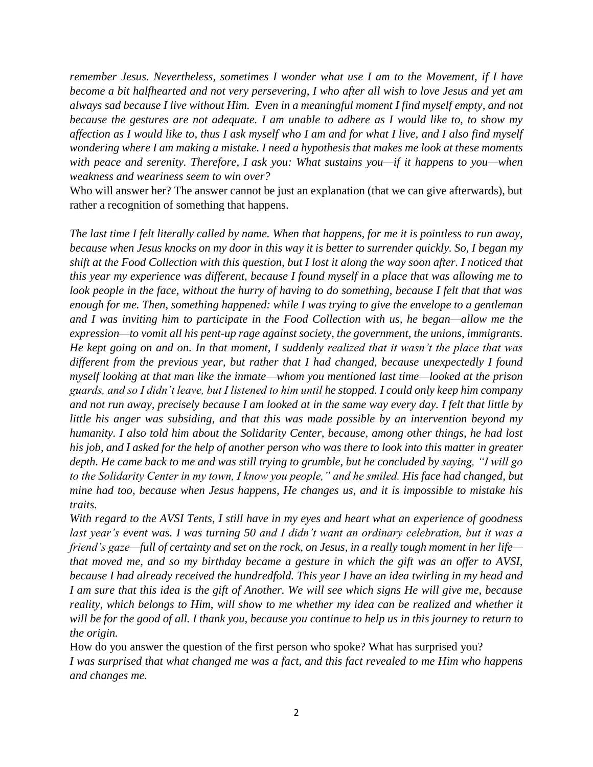*remember Jesus. Nevertheless, sometimes I wonder what use I am to the Movement, if I have become a bit halfhearted and not very persevering, I who after all wish to love Jesus and yet am always sad because I live without Him. Even in a meaningful moment I find myself empty, and not because the gestures are not adequate. I am unable to adhere as I would like to, to show my affection as I would like to, thus I ask myself who I am and for what I live, and I also find myself wondering where I am making a mistake. I need a hypothesis that makes me look at these moments with peace and serenity. Therefore, I ask you: What sustains you—if it happens to you—when weakness and weariness seem to win over?*

Who will answer her? The answer cannot be just an explanation (that we can give afterwards), but rather a recognition of something that happens.

*The last time I felt literally called by name. When that happens, for me it is pointless to run away, because when Jesus knocks on my door in this way it is better to surrender quickly. So, I began my shift at the Food Collection with this question, but I lost it along the way soon after. I noticed that this year my experience was different, because I found myself in a place that was allowing me to look people in the face, without the hurry of having to do something, because I felt that that was enough for me. Then, something happened: while I was trying to give the envelope to a gentleman and I was inviting him to participate in the Food Collection with us, he began—allow me the expression—to vomit all his pent-up rage against society, the government, the unions, immigrants. He kept going on and on. In that moment, I suddenly realized that it wasn't the place that was different from the previous year, but rather that I had changed, because unexpectedly I found myself looking at that man like the inmate—whom you mentioned last time—looked at the prison guards, and so I didn't leave, but I listened to him until he stopped. I could only keep him company and not run away, precisely because I am looked at in the same way every day. I felt that little by little his anger was subsiding, and that this was made possible by an intervention beyond my humanity. I also told him about the Solidarity Center, because, among other things, he had lost his job, and I asked for the help of another person who was there to look into this matter in greater depth. He came back to me and was still trying to grumble, but he concluded by saying, "I will go to the Solidarity Center in my town, I know you people," and he smiled. His face had changed, but mine had too, because when Jesus happens, He changes us, and it is impossible to mistake his traits.*

*With regard to the AVSI Tents, I still have in my eyes and heart what an experience of goodness last year's event was. I was turning 50 and I didn't want an ordinary celebration, but it was a friend's gaze—full of certainty and set on the rock, on Jesus, in a really tough moment in her life—that moved me, and so my birthday became a gesture in which the gift was an offer to AVSI, because I had already received the hundredfold. This year I have an idea twirling in my head and I am sure that this idea is the gift of Another. We will see which signs He will give me, because reality, which belongs to Him, will show to me whether my idea can be realized and whether it will be for the good of all. I thank you, because you continue to help us in this journey to return to the origin.*

How do you answer the question of the first person who spoke? What has surprised you?

*I was surprised that what changed me was a fact, and this fact revealed to me Him who happens and changes me.*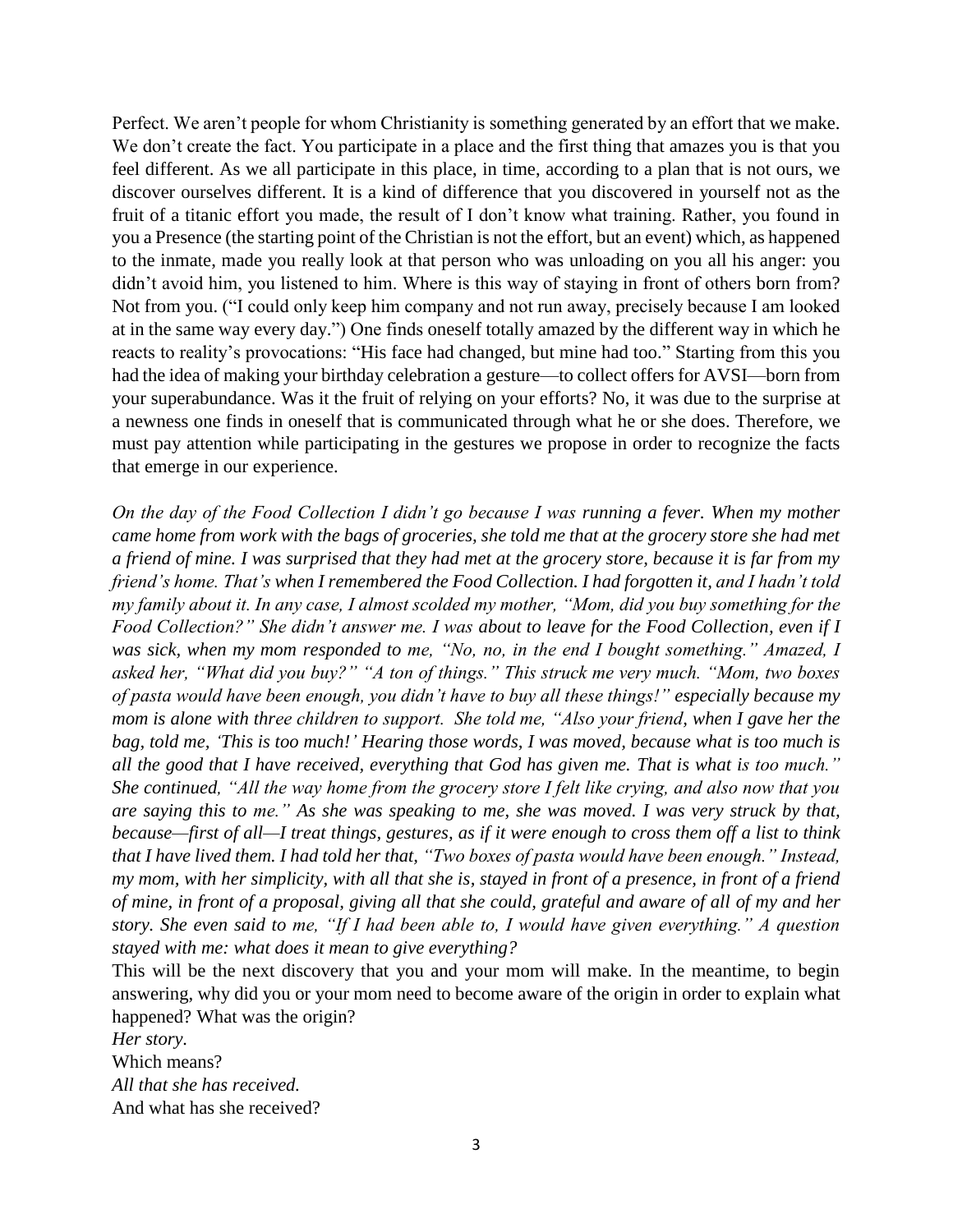Perfect. We aren't people for whom Christianity is something generated by an effort that we make. We don't create the fact. You participate in a place and the first thing that amazes you is that you feel different. As we all participate in this place, in time, according to a plan that is not ours, we discover ourselves different. It is a kind of difference that you discovered in yourself not as the fruit of a titanic effort you made, the result of I don't know what training. Rather, you found in you a Presence (the starting point of the Christian is not the effort, but an event) which, as happened to the inmate, made you really look at that person who was unloading on you all his anger: you didn't avoid him, you listened to him. Where is this way of staying in front of others born from? Not from you. ("I could only keep him company and not run away, precisely because I am looked at in the same way every day.") One finds oneself totally amazed by the different way in which he reacts to reality's provocations: "His face had changed, but mine had too." Starting from this you had the idea of making your birthday celebration a gesture—to collect offers for AVSI—born from your superabundance. Was it the fruit of relying on your efforts? No, it was due to the surprise at a newness one finds in oneself that is communicated through what he or she does. Therefore, we must pay attention while participating in the gestures we propose in order to recognize the facts that emerge in our experience.

*On the day of the Food Collection I didn't go because I was running a fever. When my mother came home from work with the bags of groceries, she told me that at the grocery store she had met a friend of mine. I was surprised that they had met at the grocery store, because it is far from my friend's home. That's when I remembered the Food Collection. I had forgotten it, and I hadn't told my family about it. In any case, I almost scolded my mother, "Mom, did you buy something for the Food Collection?" She didn't answer me. I was about to leave for the Food Collection, even if I was sick, when my mom responded to me, "No, no, in the end I bought something." Amazed, I asked her, "What did you buy?" "A ton of things." This struck me very much. "Mom, two boxes of pasta would have been enough, you didn't have to buy all these things!" especially because my mom is alone with three children to support. She told me, "Also your friend, when I gave her the bag, told me, 'This is too much!' Hearing those words, I was moved, because what is too much is all the good that I have received, everything that God has given me. That is what is too much." She continued, "All the way home from the grocery store I felt like crying, and also now that you are saying this to me." As she was speaking to me, she was moved. I was very struck by that, because—first of all—I treat things, gestures, as if it were enough to cross them off a list to think that I have lived them. I had told her that, "Two boxes of pasta would have been enough." Instead, my mom, with her simplicity, with all that she is, stayed in front of a presence, in front of a friend of mine, in front of a proposal, giving all that she could, grateful and aware of all of my and her story. She even said to me, "If I had been able to, I would have given everything." A question stayed with me: what does it mean to give everything?*

This will be the next discovery that you and your mom will make. In the meantime, to begin answering, why did you or your mom need to become aware of the origin in order to explain what happened? What was the origin?

*Her story.*

Which means?

*All that she has received.*

And what has she received?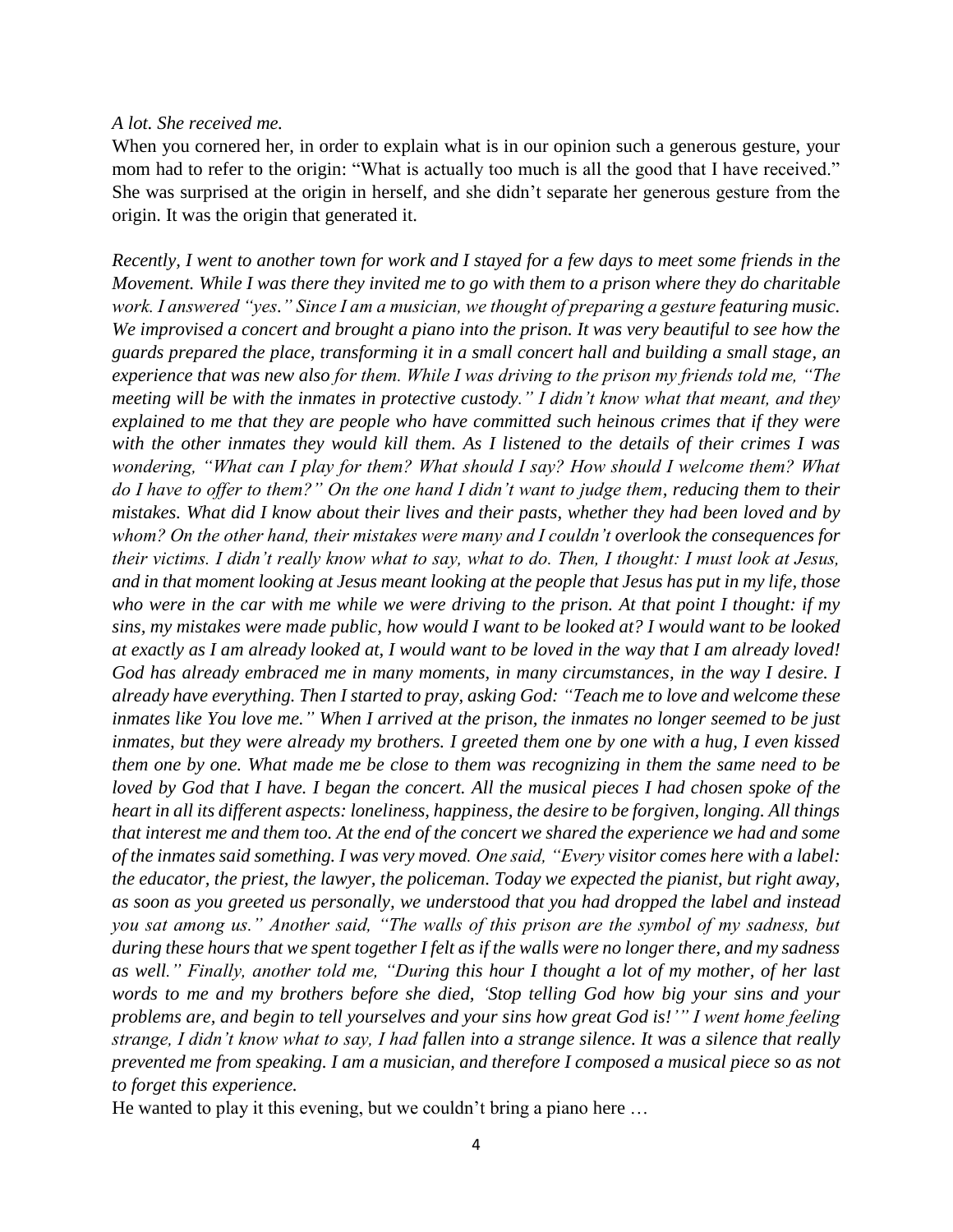*A lot. She received me.*

When you cornered her, in order to explain what is in our opinion such a generous gesture, your mom had to refer to the origin: "What is actually too much is all the good that I have received." She was surprised at the origin in herself, and she didn't separate her generous gesture from the origin. It was the origin that generated it.

*Recently, I went to another town for work and I stayed for a few days to meet some friends in the Movement. While I was there they invited me to go with them to a prison where they do charitable work. I answered "yes." Since I am a musician, we thought of preparing a gesture featuring music. We improvised a concert and brought a piano into the prison. It was very beautiful to see how the guards prepared the place, transforming it in a small concert hall and building a small stage, an experience that was new also for them. While I was driving to the prison my friends told me, "The meeting will be with the inmates in protective custody." I didn't know what that meant, and they explained to me that they are people who have committed such heinous crimes that if they were with the other inmates they would kill them. As I listened to the details of their crimes I was wondering, "What can I play for them? What should I say? How should I welcome them? What do I have to offer to them?" On the one hand I didn't want to judge them, reducing them to their mistakes. What did I know about their lives and their pasts, whether they had been loved and by whom? On the other hand, their mistakes were many and I couldn't overlook the consequences for their victims. I didn't really know what to say, what to do. Then, I thought: I must look at Jesus, and in that moment looking at Jesus meant looking at the people that Jesus has put in my life, those who were in the car with me while we were driving to the prison. At that point I thought: if my sins, my mistakes were made public, how would I want to be looked at? I would want to be looked at exactly as I am already looked at, I would want to be loved in the way that I am already loved! God has already embraced me in many moments, in many circumstances, in the way I desire. I already have everything. Then I started to pray, asking God: "Teach me to love and welcome these inmates like You love me." When I arrived at the prison, the inmates no longer seemed to be just inmates, but they were already my brothers. I greeted them one by one with a hug, I even kissed them one by one. What made me be close to them was recognizing in them the same need to be loved by God that I have. I began the concert. All the musical pieces I had chosen spoke of the heart in all its different aspects: loneliness, happiness, the desire to be forgiven, longing. All things that interest me and them too. At the end of the concert we shared the experience we had and some of the inmates said something. I was very moved. One said, "Every visitor comes here with a label: the educator, the priest, the lawyer, the policeman. Today we expected the pianist, but right away, as soon as you greeted us personally, we understood that you had dropped the label and instead you sat among us." Another said, "The walls of this prison are the symbol of my sadness, but during these hours that we spent together I felt as if the walls were no longer there, and my sadness as well." Finally, another told me, "During this hour I thought a lot of my mother, of her last words to me and my brothers before she died, 'Stop telling God how big your sins and your problems are, and begin to tell yourselves and your sins how great God is!'" I went home feeling strange, I didn't know what to say, I had fallen into a strange silence. It was a silence that really prevented me from speaking. I am a musician, and therefore I composed a musical piece so as not to forget this experience.*

He wanted to play it this evening, but we couldn't bring a piano here …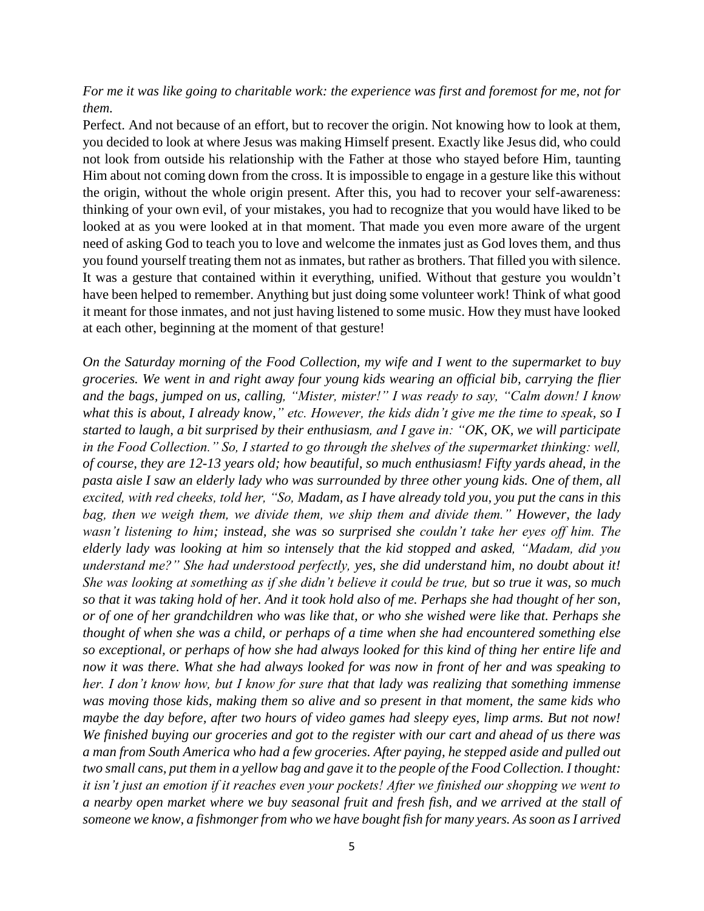*For me it was like going to charitable work: the experience was first and foremost for me, not for them.*

Perfect. And not because of an effort, but to recover the origin. Not knowing how to look at them, you decided to look at where Jesus was making Himself present. Exactly like Jesus did, who could not look from outside his relationship with the Father at those who stayed before Him, taunting Him about not coming down from the cross. It is impossible to engage in a gesture like this without the origin, without the whole origin present. After this, you had to recover your self-awareness: thinking of your own evil, of your mistakes, you had to recognize that you would have liked to be looked at as you were looked at in that moment. That made you even more aware of the urgent need of asking God to teach you to love and welcome the inmates just as God loves them, and thus you found yourself treating them not as inmates, but rather as brothers. That filled you with silence. It was a gesture that contained within it everything, unified. Without that gesture you wouldn't have been helped to remember. Anything but just doing some volunteer work! Think of what good it meant for those inmates, and not just having listened to some music. How they must have looked at each other, beginning at the moment of that gesture!

*On the Saturday morning of the Food Collection, my wife and I went to the supermarket to buy groceries. We went in and right away four young kids wearing an official bib, carrying the flier and the bags, jumped on us, calling, "Mister, mister!" I was ready to say, "Calm down! I know what this is about, I already know," etc. However, the kids didn't give me the time to speak, so I started to laugh, a bit surprised by their enthusiasm, and I gave in: "OK, OK, we will participate in the Food Collection." So, I started to go through the shelves of the supermarket thinking: well, of course, they are 12-13 years old; how beautiful, so much enthusiasm! Fifty yards ahead, in the pasta aisle I saw an elderly lady who was surrounded by three other young kids. One of them, all excited, with red cheeks, told her, "So, Madam, as I have already told you, you put the cans in this bag, then we weigh them, we divide them, we ship them and divide them." However, the lady wasn't listening to him; instead, she was so surprised she couldn't take her eyes off him. The elderly lady was looking at him so intensely that the kid stopped and asked, "Madam, did you understand me?" She had understood perfectly, yes, she did understand him, no doubt about it! She was looking at something as if she didn't believe it could be true, but so true it was, so much so that it was taking hold of her. And it took hold also of me. Perhaps she had thought of her son, or of one of her grandchildren who was like that, or who she wished were like that. Perhaps she thought of when she was a child, or perhaps of a time when she had encountered something else so exceptional, or perhaps of how she had always looked for this kind of thing her entire life and now it was there. What she had always looked for was now in front of her and was speaking to her. I don't know how, but I know for sure that that lady was realizing that something immense was moving those kids, making them so alive and so present in that moment, the same kids who maybe the day before, after two hours of video games had sleepy eyes, limp arms. But not now! We finished buying our groceries and got to the register with our cart and ahead of us there was a man from South America who had a few groceries. After paying, he stepped aside and pulled out two small cans, put them in a yellow bag and gave it to the people of the Food Collection. I thought: it isn't just an emotion if it reaches even your pockets! After we finished our shopping we went to a nearby open market where we buy seasonal fruit and fresh fish, and we arrived at the stall of someone we know, a fishmonger from who we have bought fish for many years. As soon as I arrived*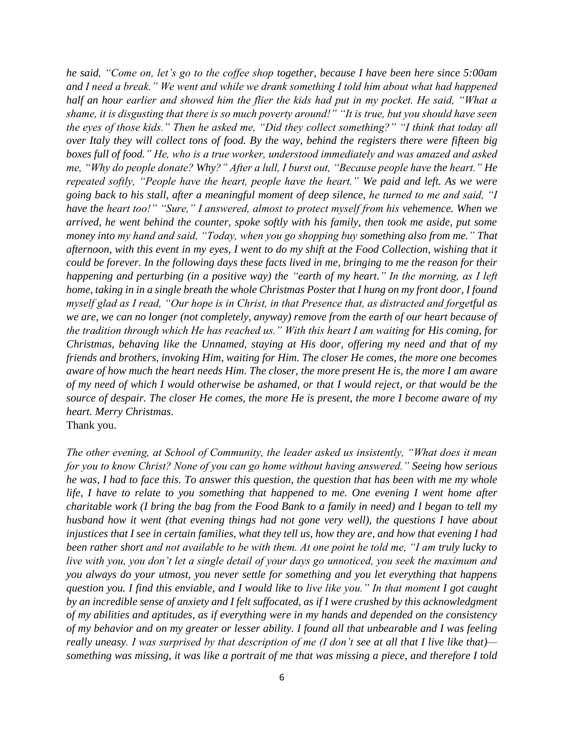*he said, "Come on, let's go to the coffee shop together, because I have been here since 5:00am and I need a break." We went and while we drank something I told him about what had happened half an hour earlier and showed him the flier the kids had put in my pocket. He said, "What a shame, it is disgusting that there is so much poverty around!" "It is true, but you should have seen the eyes of those kids." Then he asked me, "Did they collect something?" "I think that today all over Italy they will collect tons of food. By the way, behind the registers there were fifteen big boxes full of food." He, who is a true worker, understood immediately and was amazed and asked me, "Why do people donate? Why?" After a lull, I burst out, "Because people have the heart." He repeated softly, "People have the heart, people have the heart." We paid and left. As we were going back to his stall, after a meaningful moment of deep silence, he turned to me and said, "I have the heart too!" "Sure," I answered, almost to protect myself from his vehemence. When we arrived, he went behind the counter, spoke softly with his family, then took me aside, put some money into my hand and said, "Today, when you go shopping buy something also from me." That afternoon, with this event in my eyes, I went to do my shift at the Food Collection, wishing that it could be forever. In the following days these facts lived in me, bringing to me the reason for their happening and perturbing (in a positive way) the "earth of my heart." In the morning, as I left home, taking in in a single breath the whole Christmas Poster that I hung on my front door, I found myself glad as I read, "Our hope is in Christ, in that Presence that, as distracted and forgetful as we are, we can no longer (not completely, anyway) remove from the earth of our heart because of the tradition through which He has reached us." With this heart I am waiting for His coming, for Christmas, behaving like the Unnamed, staying at His door, offering my need and that of my friends and brothers, invoking Him, waiting for Him. The closer He comes, the more one becomes aware of how much the heart needs Him. The closer, the more present He is, the more I am aware of my need of which I would otherwise be ashamed, or that I would reject, or that would be the source of despair. The closer He comes, the more He is present, the more I become aware of my heart. Merry Christmas.*

Thank you.

*The other evening, at School of Community, the leader asked us insistently, "What does it mean for you to know Christ? None of you can go home without having answered." Seeing how serious he was, I had to face this. To answer this question, the question that has been with me my whole life, I have to relate to you something that happened to me. One evening I went home after charitable work (I bring the bag from the Food Bank to a family in need) and I began to tell my husband how it went (that evening things had not gone very well), the questions I have about injustices that I see in certain families, what they tell us, how they are, and how that evening I had been rather short and not available to be with them. At one point he told me, "I am truly lucky to live with you, you don't let a single detail of your days go unnoticed, you seek the maximum and you always do your utmost, you never settle for something and you let everything that happens question you. I find this enviable, and I would like to live like you." In that moment I got caught by an incredible sense of anxiety and I felt suffocated, as if I were crushed by this acknowledgment of my abilities and aptitudes, as if everything were in my hands and depended on the consistency of my behavior and on my greater or lesser ability. I found all that unbearable and I was feeling really uneasy. I was surprised by that description of me (I don't see at all that I live like that)—something was missing, it was like a portrait of me that was missing a piece, and therefore I told*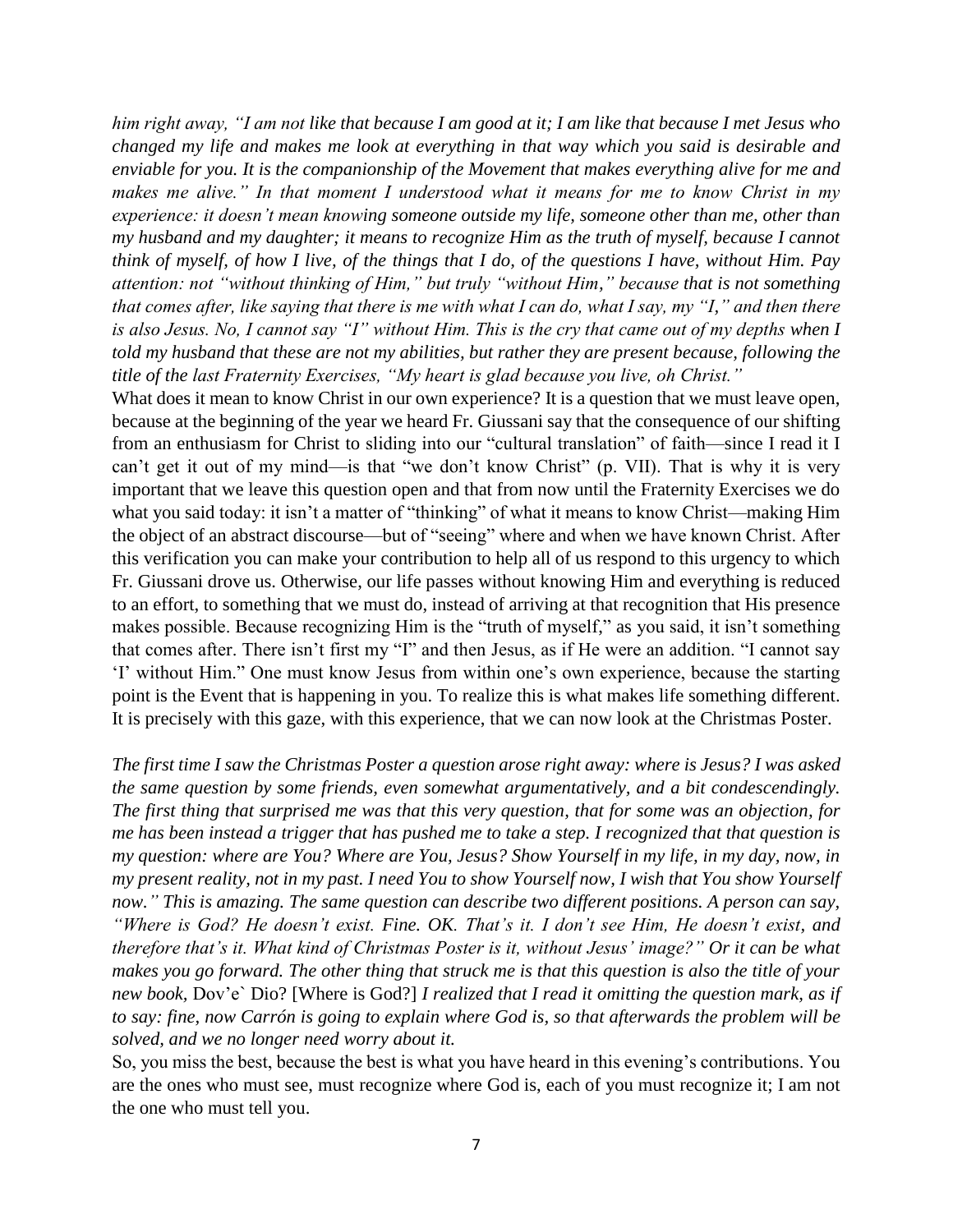*him right away, "I am not like that because I am good at it; I am like that because I met Jesus who changed my life and makes me look at everything in that way which you said is desirable and enviable for you. It is the companionship of the Movement that makes everything alive for me and makes me alive." In that moment I understood what it means for me to know Christ in my experience: it doesn't mean knowing someone outside my life, someone other than me, other than my husband and my daughter; it means to recognize Him as the truth of myself, because I cannot think of myself, of how I live, of the things that I do, of the questions I have, without Him. Pay attention: not "without thinking of Him," but truly "without Him," because that is not something that comes after, like saying that there is me with what I can do, what I say, my "I," and then there is also Jesus. No, I cannot say "I" without Him. This is the cry that came out of my depths when I told my husband that these are not my abilities, but rather they are present because, following the title of the last Fraternity Exercises, "My heart is glad because you live, oh Christ."*

What does it mean to know Christ in our own experience? It is a question that we must leave open, because at the beginning of the year we heard Fr. Giussani say that the consequence of our shifting from an enthusiasm for Christ to sliding into our "cultural translation" of faith—since I read it I can't get it out of my mind—is that "we don't know Christ" (p. VII). That is why it is very important that we leave this question open and that from now until the Fraternity Exercises we do what you said today: it isn't a matter of "thinking" of what it means to know Christ—making Him the object of an abstract discourse—but of "seeing" where and when we have known Christ. After this verification you can make your contribution to help all of us respond to this urgency to which Fr. Giussani drove us. Otherwise, our life passes without knowing Him and everything is reduced to an effort, to something that we must do, instead of arriving at that recognition that His presence makes possible. Because recognizing Him is the "truth of myself," as you said, it isn't something that comes after. There isn't first my "I" and then Jesus, as if He were an addition. "I cannot say 'I' without Him." One must know Jesus from within one's own experience, because the starting point is the Event that is happening in you. To realize this is what makes life something different. It is precisely with this gaze, with this experience, that we can now look at the Christmas Poster.

*The first time I saw the Christmas Poster a question arose right away: where is Jesus? I was asked the same question by some friends, even somewhat argumentatively, and a bit condescendingly. The first thing that surprised me was that this very question, that for some was an objection, for me has been instead a trigger that has pushed me to take a step. I recognized that that question is my question: where are You? Where are You, Jesus? Show Yourself in my life, in my day, now, in my present reality, not in my past. I need You to show Yourself now, I wish that You show Yourself now." This is amazing. The same question can describe two different positions. A person can say, "Where is God? He doesn't exist. Fine. OK. That's it. I don't see Him, He doesn't exist, and therefore that's it. What kind of Christmas Poster is it, without Jesus' image?" Or it can be what makes you go forward. The other thing that struck me is that this question is also the title of your new book,* Dov'e` Dio? [Where is God?] *I realized that I read it omitting the question mark, as if to say: fine, now Carrón is going to explain where God is, so that afterwards the problem will be solved, and we no longer need worry about it.*

So, you miss the best, because the best is what you have heard in this evening's contributions. You are the ones who must see, must recognize where God is, each of you must recognize it; I am not the one who must tell you.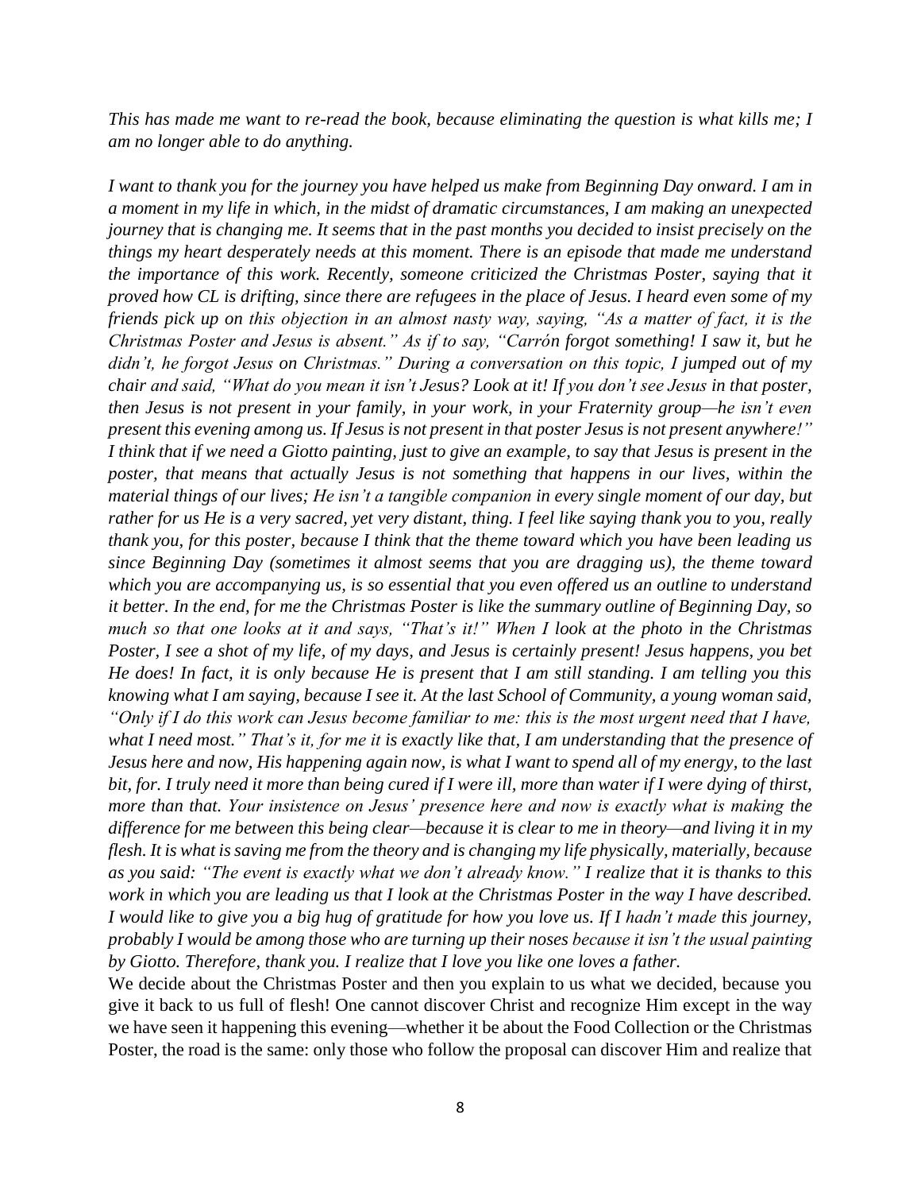*This has made me want to re-read the book, because eliminating the question is what kills me; I am no longer able to do anything.*

*I want to thank you for the journey you have helped us make from Beginning Day onward. I am in a moment in my life in which, in the midst of dramatic circumstances, I am making an unexpected journey that is changing me. It seems that in the past months you decided to insist precisely on the things my heart desperately needs at this moment. There is an episode that made me understand the importance of this work. Recently, someone criticized the Christmas Poster, saying that it proved how CL is drifting, since there are refugees in the place of Jesus. I heard even some of my friends pick up on this objection in an almost nasty way, saying, "As a matter of fact, it is the Christmas Poster and Jesus is absent." As if to say, "Carrón forgot something! I saw it, but he didn't, he forgot Jesus on Christmas." During a conversation on this topic, I jumped out of my chair and said, "What do you mean it isn't Jesus? Look at it! If you don't see Jesus in that poster, then Jesus is not present in your family, in your work, in your Fraternity group—he isn't even present this evening among us. If Jesus is not present in that poster Jesus is not present anywhere!" I think that if we need a Giotto painting, just to give an example, to say that Jesus is present in the poster, that means that actually Jesus is not something that happens in our lives, within the material things of our lives; He isn't a tangible companion in every single moment of our day, but rather for us He is a very sacred, yet very distant, thing. I feel like saying thank you to you, really thank you, for this poster, because I think that the theme toward which you have been leading us since Beginning Day (sometimes it almost seems that you are dragging us), the theme toward which you are accompanying us, is so essential that you even offered us an outline to understand it better. In the end, for me the Christmas Poster is like the summary outline of Beginning Day, so much so that one looks at it and says, "That's it!" When I look at the photo in the Christmas Poster, I see a shot of my life, of my days, and Jesus is certainly present! Jesus happens, you bet He does! In fact, it is only because He is present that I am still standing. I am telling you this knowing what I am saying, because I see it. At the last School of Community, a young woman said, "Only if I do this work can Jesus become familiar to me: this is the most urgent need that I have, what I need most." That's it, for me it is exactly like that, I am understanding that the presence of Jesus here and now, His happening again now, is what I want to spend all of my energy, to the last bit, for. I truly need it more than being cured if I were ill, more than water if I were dying of thirst, more than that. Your insistence on Jesus' presence here and now is exactly what is making the difference for me between this being clear—because it is clear to me in theory—and living it in my flesh. It is what is saving me from the theory and is changing my life physically, materially, because as you said: "The event is exactly what we don't already know." I realize that it is thanks to this work in which you are leading us that I look at the Christmas Poster in the way I have described. I would like to give you a big hug of gratitude for how you love us. If I hadn't made this journey, probably I would be among those who are turning up their noses because it isn't the usual painting by Giotto. Therefore, thank you. I realize that I love you like one loves a father.*

We decide about the Christmas Poster and then you explain to us what we decided, because you give it back to us full of flesh! One cannot discover Christ and recognize Him except in the way we have seen it happening this evening—whether it be about the Food Collection or the Christmas Poster, the road is the same: only those who follow the proposal can discover Him and realize that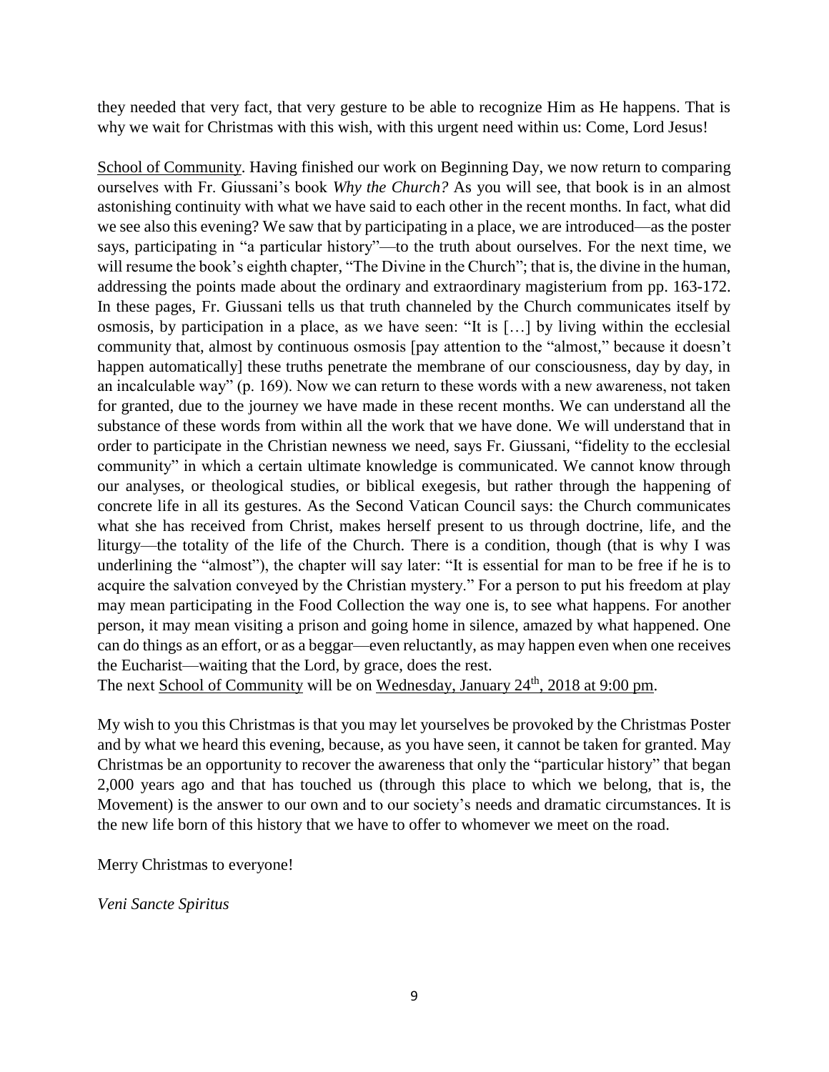they needed that very fact, that very gesture to be able to recognize Him as He happens. That is why we wait for Christmas with this wish, with this urgent need within us: Come, Lord Jesus!

School of Community. Having finished our work on Beginning Day, we now return to comparing ourselves with Fr. Giussani's book *Why the Church?* As you will see, that book is in an almost astonishing continuity with what we have said to each other in the recent months. In fact, what did we see also this evening? We saw that by participating in a place, we are introduced—as the poster says, participating in "a particular history"—to the truth about ourselves. For the next time, we will resume the book's eighth chapter, "The Divine in the Church"; that is, the divine in the human, addressing the points made about the ordinary and extraordinary magisterium from pp. 163-172. In these pages, Fr. Giussani tells us that truth channeled by the Church communicates itself by osmosis, by participation in a place, as we have seen: "It is […] by living within the ecclesial community that, almost by continuous osmosis [pay attention to the "almost," because it doesn't happen automatically] these truths penetrate the membrane of our consciousness, day by day, in an incalculable way" (p. 169). Now we can return to these words with a new awareness, not taken for granted, due to the journey we have made in these recent months. We can understand all the substance of these words from within all the work that we have done. We will understand that in order to participate in the Christian newness we need, says Fr. Giussani, "fidelity to the ecclesial community" in which a certain ultimate knowledge is communicated. We cannot know through our analyses, or theological studies, or biblical exegesis, but rather through the happening of concrete life in all its gestures. As the Second Vatican Council says: the Church communicates what she has received from Christ, makes herself present to us through doctrine, life, and the liturgy—the totality of the life of the Church. There is a condition, though (that is why I was underlining the "almost"), the chapter will say later: "It is essential for man to be free if he is to acquire the salvation conveyed by the Christian mystery." For a person to put his freedom at play may mean participating in the Food Collection the way one is, to see what happens. For another person, it may mean visiting a prison and going home in silence, amazed by what happened. One can do things as an effort, or as a beggar—even reluctantly, as may happen even when one receives the Eucharist—waiting that the Lord, by grace, does the rest.
The next School of Community will be on Wednesday, January 24th, 2018 at 9:00 pm.

My wish to you this Christmas is that you may let yourselves be provoked by the Christmas Poster and by what we heard this evening, because, as you have seen, it cannot be taken for granted. May Christmas be an opportunity to recover the awareness that only the "particular history" that began 2,000 years ago and that has touched us (through this place to which we belong, that is, the Movement) is the answer to our own and to our society's needs and dramatic circumstances. It is the new life born of this history that we have to offer to whomever we meet on the road.

Merry Christmas to everyone!

*Veni Sancte Spiritus*